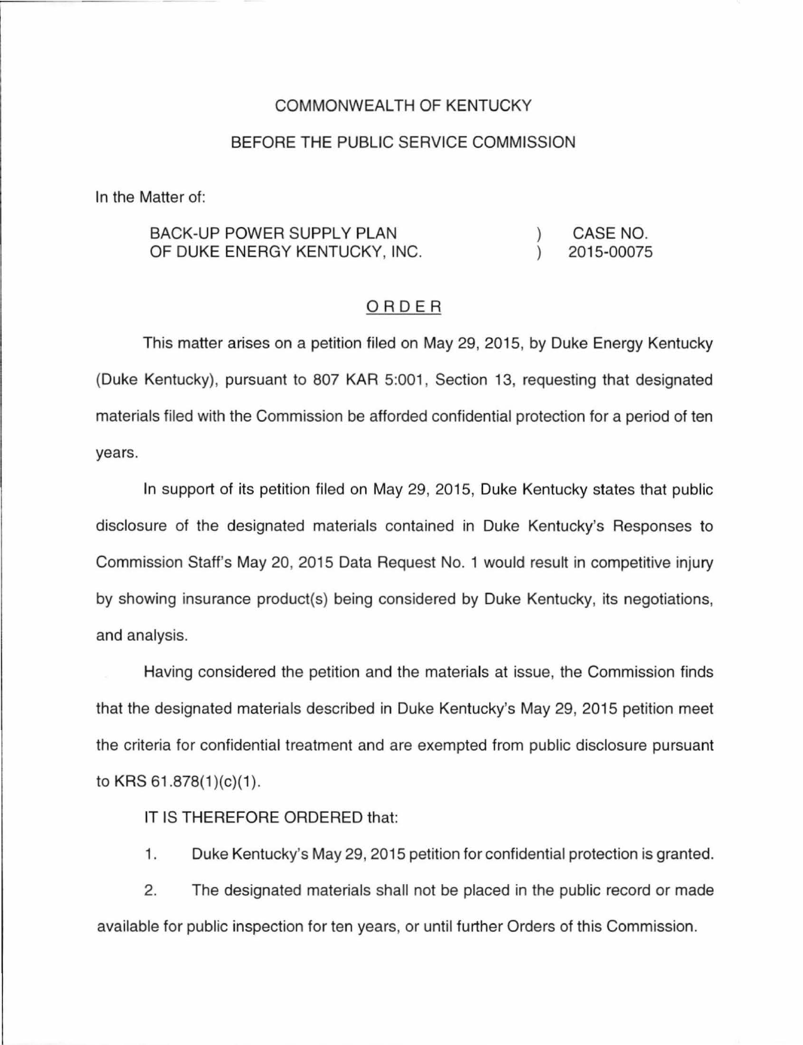COMMONWEALTH OF KENTUCKY

BEFORE THE PUBLIC SERVICE COMMISSION

In the Matter of:

| | | |
|---|---|---|
| BACK-UP POWER SUPPLY PLAN OF DUKE ENERGY KENTUCKY, INC. | ) ) | CASE NO. 2015-00075 |

## ORDER

This matter arises on a petition filed on May 29, 2015, by Duke Energy Kentucky (Duke Kentucky), pursuant to 807 KAR 5:001, Section 13, requesting that designated materials filed with the Commission be afforded confidential protection for a period of ten years.

In support of its petition filed on May 29, 2015, Duke Kentucky states that public disclosure of the designated materials contained in Duke Kentucky's Responses to Commission Staff's May 20, 2015 Data Request No. 1 would result in competitive injury by showing insurance product(s) being considered by Duke Kentucky, its negotiations, and analysis.

Having considered the petition and the materials at issue, the Commission finds that the designated materials described in Duke Kentucky's May 29, 2015 petition meet the criteria for confidential treatment and are exempted from public disclosure pursuant to KRS 61.878(1)(c)(1).

IT IS THEREFORE ORDERED that:

1. Duke Kentucky's May 29, 2015 petition for confidential protection is granted.

2. The designated materials shall not be placed in the public record or made available for public inspection for ten years, or until further Orders of this Commission.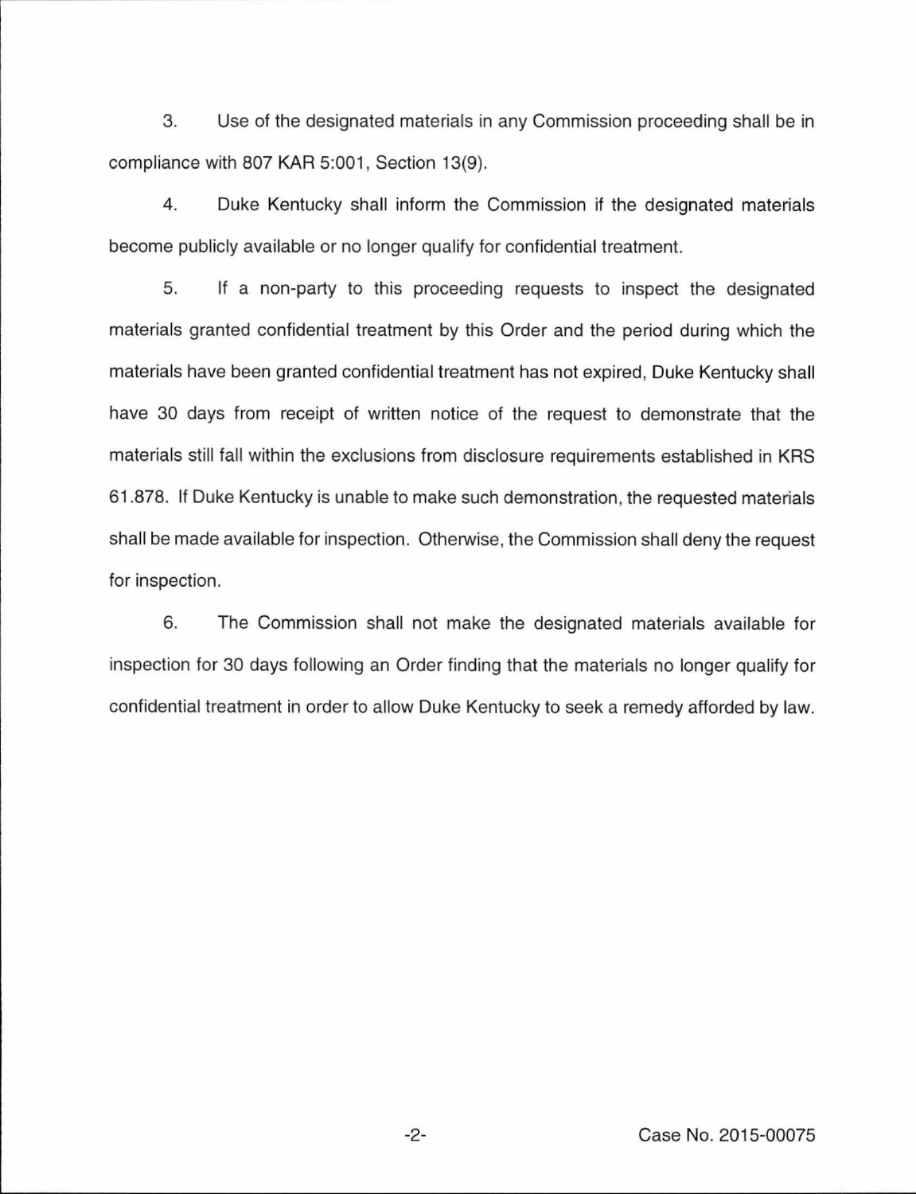3. Use of the designated materials in any Commission proceeding shall be in compliance with 807 KAR 5:001, Section 13(9).

4. Duke Kentucky shall inform the Commission if the designated materials become publicly available or no longer qualify for confidential treatment.

5. If a non-party to this proceeding requests to inspect the designated materials granted confidential treatment by this Order and the period during which the materials have been granted confidential treatment has not expired, Duke Kentucky shall have 30 days from receipt of written notice of the request to demonstrate that the materials still fall within the exclusions from disclosure requirements established in KRS 61.878. If Duke Kentucky is unable to make such demonstration, the requested materials shall be made available for inspection. Otherwise, the Commission shall deny the request for inspection.

6. The Commission shall not make the designated materials available for inspection for 30 days following an Order finding that the materials no longer qualify for confidential treatment in order to allow Duke Kentucky to seek a remedy afforded by law.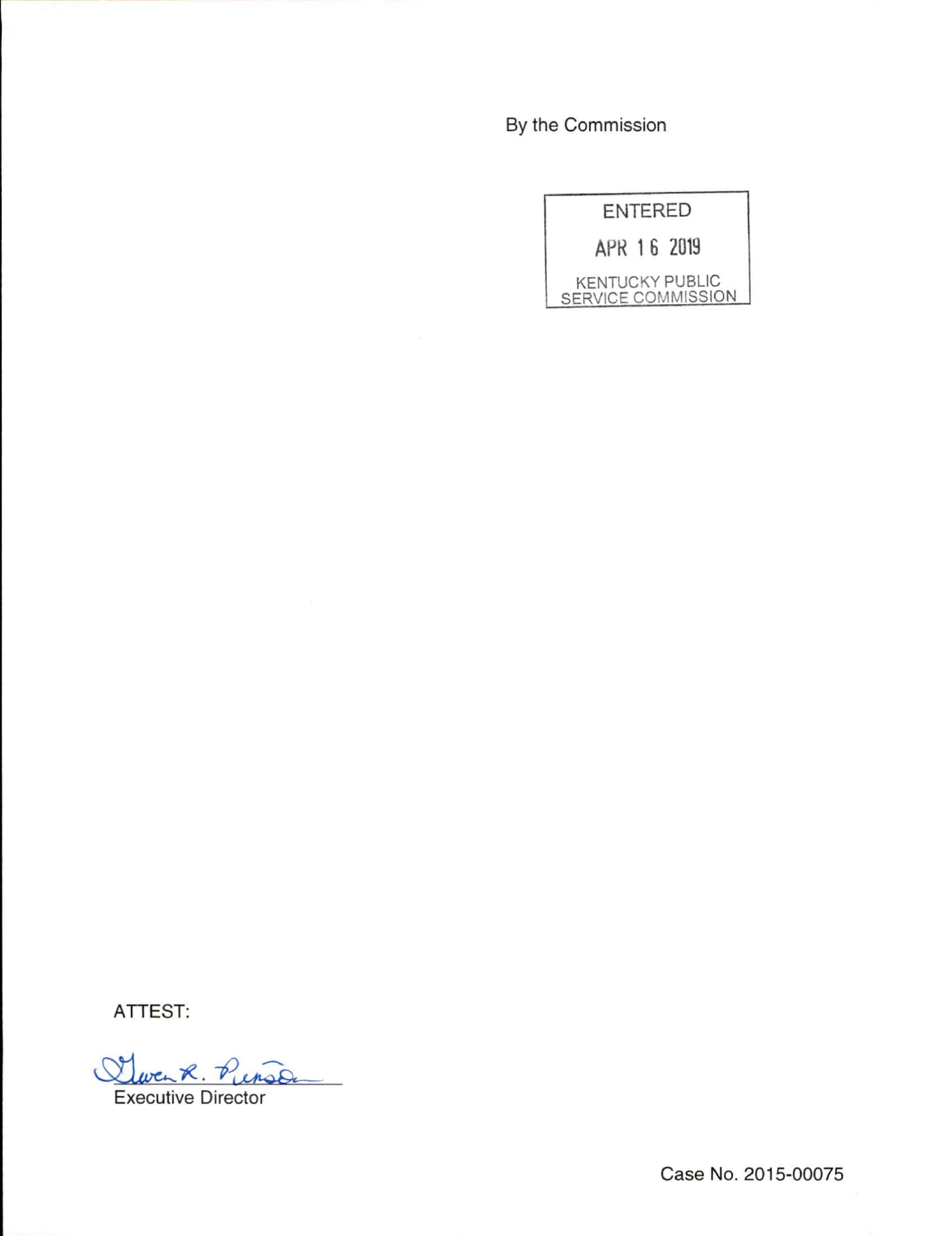By the Commission

ENTERED

APR 16 2019

KENTUCKY PUBLIC SERVICE COMMISSION

ATTEST:

Executive Director

Case No. 2015-00075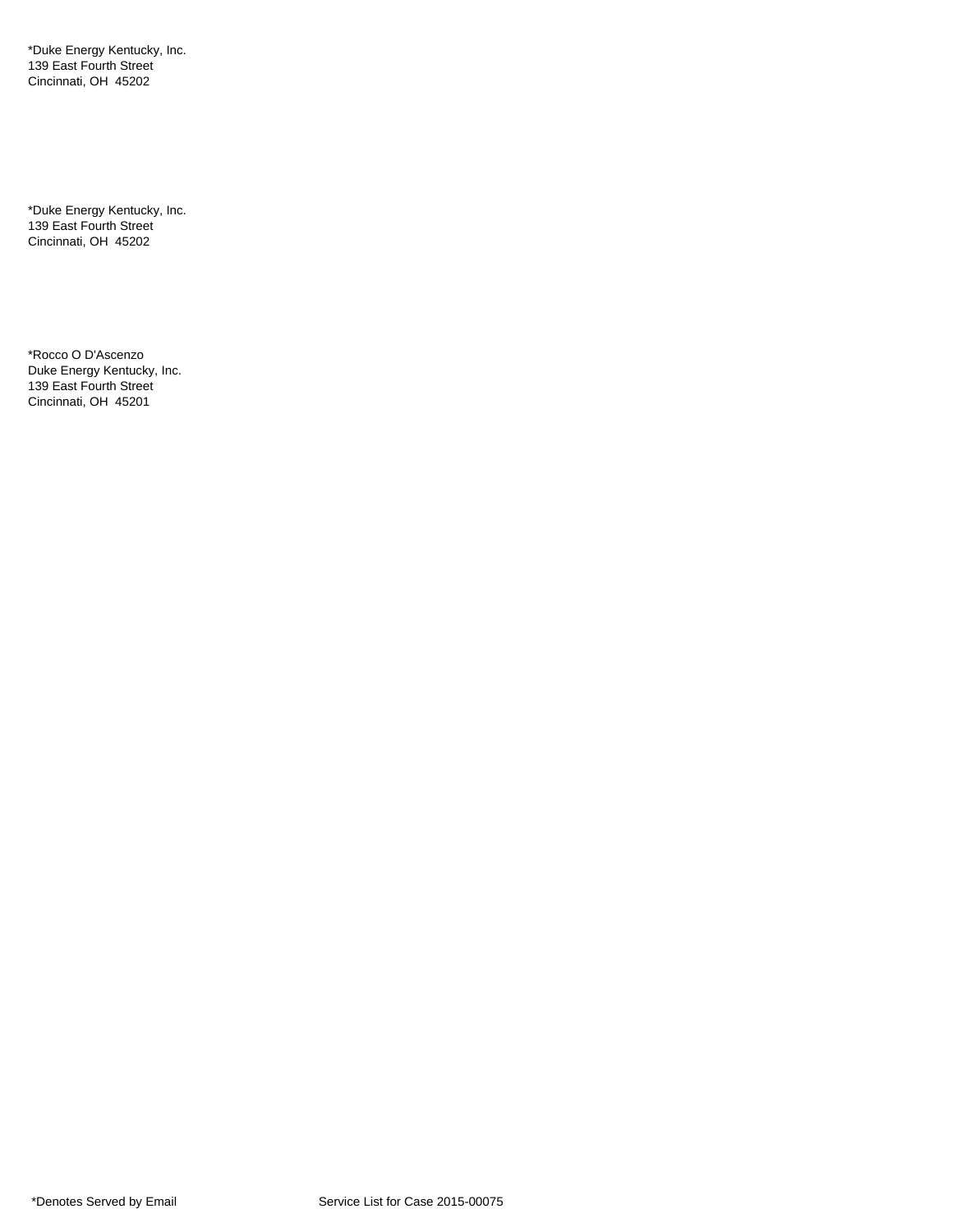*Duke Energy Kentucky, Inc.
139 East Fourth Street
Cincinnati, OH 45202

*Duke Energy Kentucky, Inc.
139 East Fourth Street
Cincinnati, OH 45202

*Rocco O D'Ascenzo
Duke Energy Kentucky, Inc.
139 East Fourth Street
Cincinnati, OH 45201

*Denotes Served by Email

Service List for Case 2015-00075